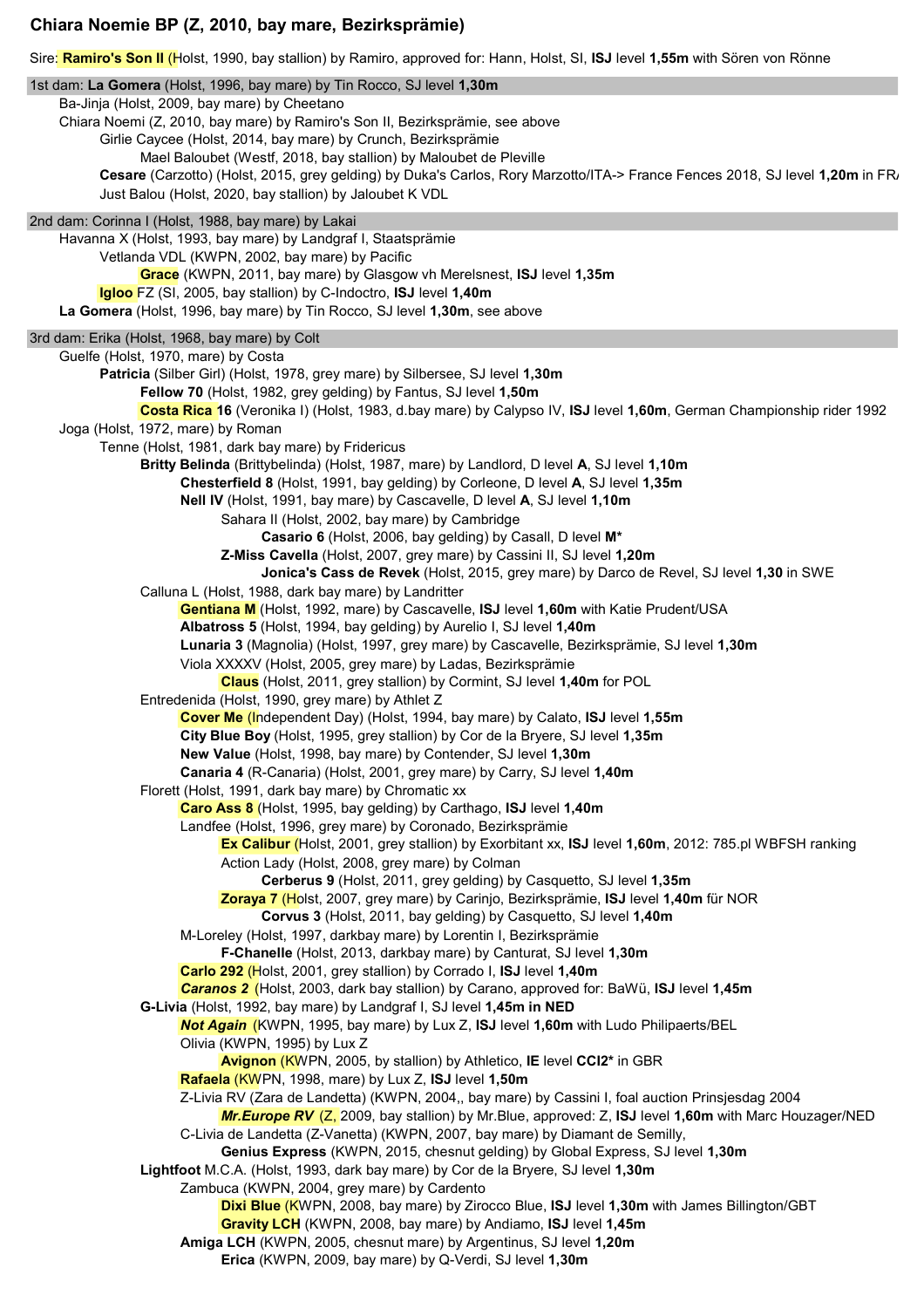## Chiara Noemie BP (Z, 2010, bay mare, Bezirksprämie)

Sire: Ramiro's Son II (Holst, 1990, bay stallion) by Ramiro, approved for: Hann, Holst, SI, **ISJ** level **1,55m** with Sören von Rönne

### 1st dam: La Gomera (Holst, 1996, bay mare) by Tin Rocco, SJ level 1,30m

- Ba-Jinja (Holst, 2009, bay mare) by Cheetano
- Chiara Noemi (Z, 2010, bay mare) by Ramiro's Son II, Bezirksprämie, see above
  - Girlie Caycee (Holst, 2014, bay mare) by Crunch, Bezirksprämie
    - Mael Baloubet (Westf, 2018, bay stallion) by Maloubet de Pleville
  - **Cesare** (Carzotto) (Holst, 2015, grey gelding) by Duka's Carlos, Rory Marzotto/ITA-> France Fences 2018, SJ level **1,20m** in FRA
  - Just Balou (Holst, 2020, bay stallion) by Jaloubet K VDL

### 2nd dam: Corinna I (Holst, 1988, bay mare) by Lakai

- Havanna X (Holst, 1993, bay mare) by Landgraf I, Staatsprämie
  - Vetlanda VDL (KWPN, 2002, bay mare) by Pacific
    - **Grace** (KWPN, 2011, bay mare) by Glasgow vh Merelsnest, **ISJ** level **1,35m**
  - **Igloo** FZ (SI, 2005, bay stallion) by C-Indoctro, **ISJ** level **1,40m**
- **La Gomera** (Holst, 1996, bay mare) by Tin Rocco, SJ level **1,30m**, see above

### 3rd dam: Erika (Holst, 1968, bay mare) by Colt

- Guelfe (Holst, 1970, mare) by Costa
  - **Patricia** (Silber Girl) (Holst, 1978, grey mare) by Silbersee, SJ level **1,30m**
    - **Fellow 70** (Holst, 1982, grey gelding) by Fantus, SJ level **1,50m**
    - **Costa Rica 16** (Veronika I) (Holst, 1983, d.bay mare) by Calypso IV, **ISJ** level **1,60m**, German Championship rider 1992
- Joga (Holst, 1972, mare) by Roman
  - Tenne (Holst, 1981, dark bay mare) by Fridericus
    - **Britty Belinda** (Brittybelinda) (Holst, 1987, mare) by Landlord, D level **A**, SJ level **1,10m**
      - **Chesterfield 8** (Holst, 1991, bay gelding) by Corleone, D level **A**, SJ level **1,35m**
      - **Nell IV** (Holst, 1991, bay mare) by Cascavelle, D level **A**, SJ level **1,10m**
        - Sahara II (Holst, 2002, bay mare) by Cambridge
          - **Casario 6** (Holst, 2006, bay gelding) by Casall, D level **M***
        - **Z-Miss Cavella** (Holst, 2007, grey mare) by Cassini II, SJ level **1,20m**
          - **Jonica's Cass de Revek** (Holst, 2015, grey mare) by Darco de Revel, SJ level **1,30** in SWE
    - Calluna L (Holst, 1988, dark bay mare) by Landritter
      - **Gentiana M** (Holst, 1992, mare) by Cascavelle, **ISJ** level **1,60m** with Katie Prudent/USA
      - **Albatross 5** (Holst, 1994, bay gelding) by Aurelio I, SJ level **1,40m**
      - **Lunaria 3** (Magnolia) (Holst, 1997, grey mare) by Cascavelle, Bezirksprämie, SJ level **1,30m**
      - Viola XXXXV (Holst, 2005, grey mare) by Ladas, Bezirksprämie
        - **Claus** (Holst, 2011, grey stallion) by Cormint, SJ level **1,40m** for POL
    - Entredenida (Holst, 1990, grey mare) by Athlet Z
      - **Cover Me** (Independent Day) (Holst, 1994, bay mare) by Calato, **ISJ** level **1,55m**
      - **City Blue Boy** (Holst, 1995, grey stallion) by Cor de la Bryere, SJ level **1,35m**
      - **New Value** (Holst, 1998, bay mare) by Contender, SJ level **1,30m**
      - **Canaria 4** (R-Canaria) (Holst, 2001, grey mare) by Carry, SJ level **1,40m**
    - Florett (Holst, 1991, dark bay mare) by Chromatic xx
      - **Caro Ass 8** (Holst, 1995, bay gelding) by Carthago, **ISJ** level **1,40m**
      - Landfee (Holst, 1996, grey mare) by Coronado, Bezirksprämie
        - **Ex Calibur** (Holst, 2001, grey stallion) by Exorbitant xx, **ISJ** level **1,60m**, 2012: 785.pl WBFSH ranking
        - Action Lady (Holst, 2008, grey mare) by Colman
          - **Cerberus 9** (Holst, 2011, grey gelding) by Casquetto, SJ level **1,35m**
        - **Zoraya 7** (Holst, 2007, grey mare) by Carinjo, Bezirksprämie, **ISJ** level **1,40m** für NOR
          - **Corvus 3** (Holst, 2011, bay gelding) by Casquetto, SJ level **1,40m**
      - M-Loreley (Holst, 1997, darkbay mare) by Lorentin I, Bezirksprämie
        - **F-Chanelle** (Holst, 2013, darkbay mare) by Canturat, SJ level **1,30m**
      - **Carlo 292** (Holst, 2001, grey stallion) by Corrado I, **ISJ** level **1,40m**
      - ***Caranos 2*** (Holst, 2003, dark bay stallion) by Carano, approved for: BaWü, **ISJ** level **1,45m**
    - **G-Livia** (Holst, 1992, bay mare) by Landgraf I, SJ level **1,45m in NED**
      - ***Not Again*** (KWPN, 1995, bay mare) by Lux Z, **ISJ** level **1,60m** with Ludo Philipaerts/BEL
      - Olivia (KWPN, 1995) by Lux Z
        - **Avignon** (KWPN, 2005, by stallion) by Athletico, **IE** level **CCI2*** in GBR
      - **Rafaela** (KWPN, 1998, mare) by Lux Z, **ISJ** level **1,50m**
      - Z-Livia RV (Zara de Landetta) (KWPN, 2004,, bay mare) by Cassini I, foal auction Prinsjesdag 2004
        - ***Mr.Europe RV*** (Z, 2009, bay stallion) by Mr.Blue, approved: Z, **ISJ** level **1,60m** with Marc Houzager/NED
      - C-Livia de Landetta (Z-Vanetta) (KWPN, 2007, bay mare) by Diamant de Semilly,
        - **Genius Express** (KWPN, 2015, chesnut gelding) by Global Express, SJ level **1,30m**
    - **Lightfoot** M.C.A. (Holst, 1993, dark bay mare) by Cor de la Bryere, SJ level **1,30m**
      - Zambuca (KWPN, 2004, grey mare) by Cardento
        - **Dixi Blue** (KWPN, 2008, bay mare) by Zirocco Blue, **ISJ** level **1,30m** with James Billington/GBT
        - **Gravity LCH** (KWPN, 2008, bay mare) by Andiamo, **ISJ** level **1,45m**
      - **Amiga LCH** (KWPN, 2005, chesnut mare) by Argentinus, SJ level **1,20m**
        - **Erica** (KWPN, 2009, bay mare) by Q-Verdi, SJ level **1,30m**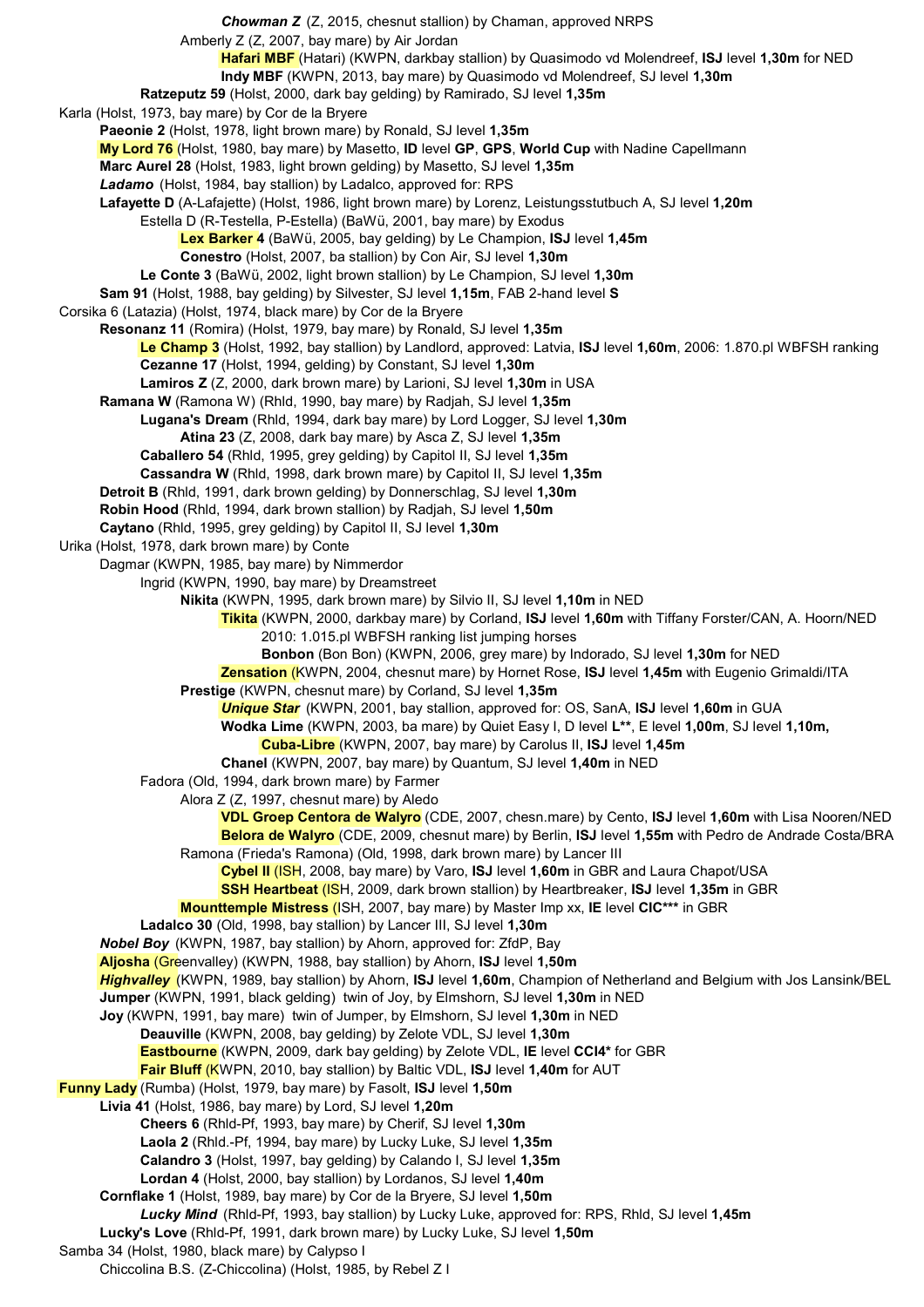***Chowman Z*** (Z, 2015, chesnut stallion) by Chaman, approved NRPS

Amberly Z (Z, 2007, bay mare) by Air Jordan

**Hafari MBF** (Hatari) (KWPN, darkbay stallion) by Quasimodo vd Molendreef, **ISJ** level **1,30m** for NED

**Indy MBF** (KWPN, 2013, bay mare) by Quasimodo vd Molendreef, SJ level **1,30m**

**Ratzeputz 59** (Holst, 2000, dark bay gelding) by Ramirado, SJ level **1,35m**

Karla (Holst, 1973, bay mare) by Cor de la Bryere

**Paeonie 2** (Holst, 1978, light brown mare) by Ronald, SJ level **1,35m**

**My Lord 76** (Holst, 1980, bay mare) by Masetto, **ID** level **GP**, **GPS**, **World Cup** with Nadine Capellmann

**Marc Aurel 28** (Holst, 1983, light brown gelding) by Masetto, SJ level **1,35m**

***Ladamo*** (Holst, 1984, bay stallion) by Ladalco, approved for: RPS

**Lafayette D** (A-Lafajette) (Holst, 1986, light brown mare) by Lorenz, Leistungsstutbuch A, SJ level **1,20m**

Estella D (R-Testella, P-Estella) (BaWü, 2001, bay mare) by Exodus

**Lex Barker 4** (BaWü, 2005, bay gelding) by Le Champion, **ISJ** level **1,45m**

**Conestro** (Holst, 2007, ba stallion) by Con Air, SJ level **1,30m**

**Le Conte 3** (BaWü, 2002, light brown stallion) by Le Champion, SJ level **1,30m**

**Sam 91** (Holst, 1988, bay gelding) by Silvester, SJ level **1,15m**, FAB 2-hand level **S**

Corsika 6 (Latazia) (Holst, 1974, black mare) by Cor de la Bryere

**Resonanz 11** (Romira) (Holst, 1979, bay mare) by Ronald, SJ level **1,35m**

**Le Champ 3** (Holst, 1992, bay stallion) by Landlord, approved: Latvia, **ISJ** level **1,60m**, 2006: 1.870.pl WBFSH ranking

**Cezanne 17** (Holst, 1994, gelding) by Constant, SJ level **1,30m**

**Lamiros Z** (Z, 2000, dark brown mare) by Larioni, SJ level **1,30m** in USA

**Ramana W** (Ramona W) (Rhld, 1990, bay mare) by Radjah, SJ level **1,35m**

**Lugana's Dream** (Rhld, 1994, dark bay mare) by Lord Logger, SJ level **1,30m**

**Atina 23** (Z, 2008, dark bay mare) by Asca Z, SJ level **1,35m**

**Caballero 54** (Rhld, 1995, grey gelding) by Capitol II, SJ level **1,35m**

**Cassandra W** (Rhld, 1998, dark brown mare) by Capitol II, SJ level **1,35m**

**Detroit B** (Rhld, 1991, dark brown gelding) by Donnerschlag, SJ level **1,30m**

**Robin Hood** (Rhld, 1994, dark brown stallion) by Radjah, SJ level **1,50m**

**Caytano** (Rhld, 1995, grey gelding) by Capitol II, SJ level **1,30m**

Urika (Holst, 1978, dark brown mare) by Conte

Dagmar (KWPN, 1985, bay mare) by Nimmerdor

Ingrid (KWPN, 1990, bay mare) by Dreamstreet

**Nikita** (KWPN, 1995, dark brown mare) by Silvio II, SJ level **1,10m** in NED

**Tikita** (KWPN, 2000, darkbay mare) by Corland, **ISJ** level **1,60m** with Tiffany Forster/CAN, A. Hoorn/NED

2010: 1.015.pl WBFSH ranking list jumping horses

**Bonbon** (Bon Bon) (KWPN, 2006, grey mare) by Indorado, SJ level **1,30m** for NED

**Zensation** (KWPN, 2004, chesnut mare) by Hornet Rose, **ISJ** level **1,45m** with Eugenio Grimaldi/ITA

**Prestige** (KWPN, chesnut mare) by Corland, SJ level **1,35m**

***Unique Star*** (KWPN, 2001, bay stallion, approved for: OS, SanA, **ISJ** level **1,60m** in GUA

**Wodka Lime** (KWPN, 2003, ba mare) by Quiet Easy I, D level **L\*\***, E level **1,00m**, SJ level **1,10m,**

**Cuba-Libre** (KWPN, 2007, bay mare) by Carolus II, **ISJ** level **1,45m**

**Chanel** (KWPN, 2007, bay mare) by Quantum, SJ level **1,40m** in NED

Fadora (Old, 1994, dark brown mare) by Farmer

Alora Z (Z, 1997, chesnut mare) by Aledo

**VDL Groep Centora de Walyro** (CDE, 2007, chesn.mare) by Cento, **ISJ** level **1,60m** with Lisa Nooren/NED

**Belora de Walyro** (CDE, 2009, chesnut mare) by Berlin, **ISJ** level **1,55m** with Pedro de Andrade Costa/BRA

Ramona (Frieda's Ramona) (Old, 1998, dark brown mare) by Lancer III

**Cybel II** (ISH, 2008, bay mare) by Varo, **ISJ** level **1,60m** in GBR and Laura Chapot/USA

**SSH Heartbeat** (ISH, 2009, dark brown stallion) by Heartbreaker, **ISJ** level **1,35m** in GBR

**Mounttemple Mistress** (ISH, 2007, bay mare) by Master Imp xx, **IE** level **CIC\*\*\*** in GBR

**Ladalco 30** (Old, 1998, bay stallion) by Lancer III, SJ level **1,30m**

***Nobel Boy*** (KWPN, 1987, bay stallion) by Ahorn, approved for: ZfdP, Bay

**Aljosha** (Greenvalley) (KWPN, 1988, bay stallion) by Ahorn, **ISJ** level **1,50m**

***Highvalley*** (KWPN, 1989, bay stallion) by Ahorn, **ISJ** level **1,60m**, Champion of Netherland and Belgium with Jos Lansink/BEL

**Jumper** (KWPN, 1991, black gelding) twin of Joy, by Elmshorn, SJ level **1,30m** in NED

**Joy** (KWPN, 1991, bay mare) twin of Jumper, by Elmshorn, SJ level **1,30m** in NED

**Deauville** (KWPN, 2008, bay gelding) by Zelote VDL, SJ level **1,30m**

**Eastbourne** (KWPN, 2009, dark bay gelding) by Zelote VDL, **IE** level **CCI4\*** for GBR

**Fair Bluff** (KWPN, 2010, bay stallion) by Baltic VDL, **ISJ** level **1,40m** for AUT

**Funny Lady** (Rumba) (Holst, 1979, bay mare) by Fasolt, **ISJ** level **1,50m**

**Livia 41** (Holst, 1986, bay mare) by Lord, SJ level **1,20m**

**Cheers 6** (Rhld-Pf, 1993, bay mare) by Cherif, SJ level **1,30m**

**Laola 2** (Rhld.-Pf, 1994, bay mare) by Lucky Luke, SJ level **1,35m**

**Calandro 3** (Holst, 1997, bay gelding) by Calando I, SJ level **1,35m**

**Lordan 4** (Holst, 2000, bay stallion) by Lordanos, SJ level **1,40m**

**Cornflake 1** (Holst, 1989, bay mare) by Cor de la Bryere, SJ level **1,50m**

***Lucky Mind*** (Rhld-Pf, 1993, bay stallion) by Lucky Luke, approved for: RPS, Rhld, SJ level **1,45m**

**Lucky's Love** (Rhld-Pf, 1991, dark brown mare) by Lucky Luke, SJ level **1,50m**

Samba 34 (Holst, 1980, black mare) by Calypso I

Chiccolina B.S. (Z-Chiccolina) (Holst, 1985, by Rebel Z I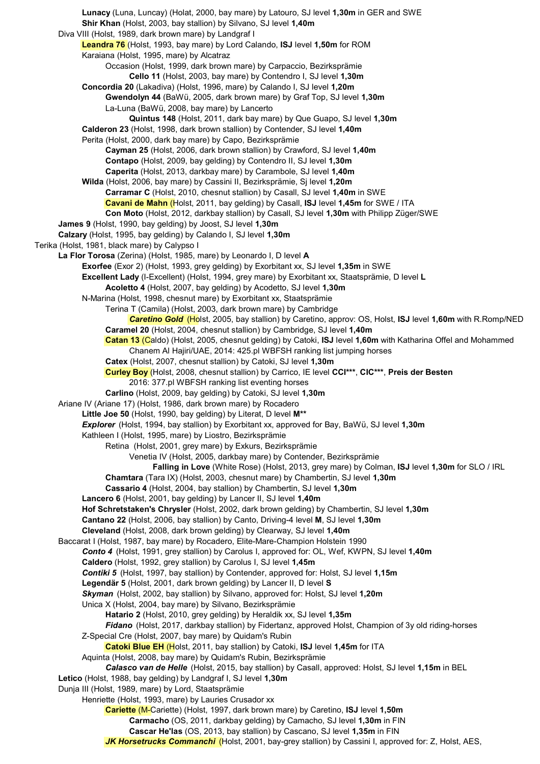**Lunacy** (Luna, Luncay) (Holat, 2000, bay mare) by Latouro, SJ level **1,30m** in GER and SWE
**Shir Khan** (Holst, 2003, bay stallion) by Silvano, SJ level **1,40m**
Diva VIII (Holst, 1989, dark brown mare) by Landgraf I
**Leandra 76** (Holst, 1993, bay mare) by Lord Calando, **ISJ** level **1,50m** for ROM
Karaiana (Holst, 1995, mare) by Alcatraz
Occasion (Holst, 1999, dark brown mare) by Carpaccio, Bezirksprämie
**Cello 11** (Holst, 2003, bay mare) by Contendro I, SJ level **1,30m**
**Concordia 20** (Lakadiva) (Holst, 1996, mare) by Calando I, SJ level **1,20m**
**Gwendolyn 44** (BaWü, 2005, dark brown mare) by Graf Top, SJ level **1,30m**
La-Luna (BaWü, 2008, bay mare) by Lancerto
**Quintus 148** (Holst, 2011, dark bay mare) by Que Guapo, SJ level **1,30m**
**Calderon 23** (Holst, 1998, dark brown stallion) by Contender, SJ level **1,40m**
Perita (Holst, 2000, dark bay mare) by Capo, Bezirksprämie
**Cayman 25** (Holst, 2006, dark brown stallion) by Crawford, SJ level **1,40m**
**Contapo** (Holst, 2009, bay gelding) by Contendro II, SJ level **1,30m**
**Caperita** (Holst, 2013, darkbay mare) by Carambole, SJ level **1,40m**
**Wilda** (Holst, 2006, bay mare) by Cassini II, Bezirksprämie, Sj level **1,20m**
**Carramar C** (Holst, 2010, chesnut stallion) by Casall, SJ level **1,40m** in SWE
**Cavani de Mahn** (Holst, 2011, bay gelding) by Casall, **ISJ** level **1,45m** for SWE / ITA
**Con Moto** (Holst, 2012, darkbay stallion) by Casall, SJ level **1,30m** with Philipp Züger/SWE
**James 9** (Holst, 1990, bay gelding) by Joost, SJ level **1,30m**
**Calzary** (Holst, 1995, bay gelding) by Calando I, SJ level **1,30m**
Terika (Holst, 1981, black mare) by Calypso I
**La Flor Torosa** (Zerina) (Holst, 1985, mare) by Leonardo I, D level **A**
**Exorfee** (Exor 2) (Holst, 1993, grey gelding) by Exorbitant xx, SJ level **1,35m** in SWE
**Excellent Lady** (I-Excellent) (Holst, 1994, grey mare) by Exorbitant xx, Staatsprämie, D level **L**
**Acoletto 4** (Holst, 2007, bay gelding) by Acodetto, SJ level **1,30m**
N-Marina (Holst, 1998, chesnut mare) by Exorbitant xx, Staatsprämie
Terina T (Camila) (Holst, 2003, dark brown mare) by Cambridge
***Caretino Gold*** (Holst, 2005, bay stallion) by Caretino, approv: OS, Holst, **ISJ** level **1,60m** with R.Romp/NED
**Caramel 20** (Holst, 2004, chesnut mare) by Cambridge, SJ level **1,40m**
**Catan 13** (Caldo) (Holst, 2005, chesnut gelding) by Catoki, **ISJ** level **1,60m** with Katharina Offel and Mohammed Chanem Al Hajiri/UAE, 2014: 425.pl WBFSH ranking list jumping horses
**Catex** (Holst, 2007, chesnut stallion) by Catoki, SJ level **1,30m**
**Curley Boy** (Holst, 2008, chesnut stallion) by Carrico, IE level **CCI\*\*\***, **CIC\*\*\***, **Preis der Besten** 2016: 377.pl WBFSH ranking list eventing horses
**Carlino** (Holst, 2009, bay gelding) by Catoki, SJ level **1,30m**
Ariane IV (Ariane 17) (Holst, 1986, dark brown mare) by Rocadero
**Little Joe 50** (Holst, 1990, bay gelding) by Literat, D level **M\*\***
***Explorer*** (Holst, 1994, bay stallion) by Exorbitant xx, approved for Bay, BaWü, SJ level **1,30m**
Kathleen I (Holst, 1995, mare) by Liostro, Bezirksprämie
Retina (Holst, 2001, grey mare) by Exkurs, Bezirksprämie
Venetia IV (Holst, 2005, darkbay mare) by Contender, Bezirksprämie
**Falling in Love** (White Rose) (Holst, 2013, grey mare) by Colman, **ISJ** level **1,30m** for SLO / IRL
**Chamtara** (Tara IX) (Holst, 2003, chesnut mare) by Chambertin, SJ level **1,30m**
**Cassario 4** (Holst, 2004, bay stallion) by Chambertin, SJ level **1,30m**
**Lancero 6** (Holst, 2001, bay gelding) by Lancer II, SJ level **1,40m**
**Hof Schretstaken's Chrysler** (Holst, 2002, dark brown gelding) by Chambertin, SJ level **1,30m**
**Cantano 22** (Holst, 2006, bay stallion) by Canto, Driving-4 level **M**, SJ level **1,30m**
**Cleveland** (Holst, 2008, dark brown gelding) by Clearway, SJ level **1,40m**
Baccarat I (Holst, 1987, bay mare) by Rocadero, Elite-Mare-Champion Holstein 1990
***Conto 4*** (Holst, 1991, grey stallion) by Carolus I, approved for: OL, Wef, KWPN, SJ level **1,40m**
**Caldero** (Holst, 1992, grey stallion) by Carolus I, SJ level **1,45m**
***Contiki 5*** (Holst, 1997, bay stallion) by Contender, approved for: Holst, SJ level **1,15m**
**Legendär 5** (Holst, 2001, dark brown gelding) by Lancer II, D level **S**
***Skyman*** (Holst, 2002, bay stallion) by Silvano, approved for: Holst, SJ level **1,20m**
Unica X (Holst, 2004, bay mare) by Silvano, Bezirksprämie
**Hatario 2** (Holst, 2010, grey gelding) by Heraldik xx, SJ level **1,35m**
***Fidano*** (Holst, 2017, darkbay stallion) by Fidertanz, approved Holst, Champion of 3y old riding-horses
Z-Special Cre (Holst, 2007, bay mare) by Quidam's Rubin
**Catoki Blue EH** (Holst, 2011, bay stallion) by Catoki, **ISJ** level **1,45m** for ITA
Aquinta (Holst, 2008, bay mare) by Quidam's Rubin, Bezirksprämie
***Calasco van de Helle*** (Holst, 2015, bay stallion) by Casall, approved: Holst, SJ level **1,15m** in BEL
**Letico** (Holst, 1988, bay gelding) by Landgraf I, SJ level **1,30m**
Dunja III (Holst, 1989, mare) by Lord, Staatsprämie
Henriette (Holst, 1993, mare) by Lauries Crusador xx
**Cariette** (M-Cariette) (Holst, 1997, dark brown mare) by Caretino, **ISJ** level **1,50m**
**Carmacho** (OS, 2011, darkbay gelding) by Camacho, SJ level **1,30m** in FIN
**Cascar He'las** (OS, 2013, bay stallion) by Cascano, SJ level **1,35m** in FIN
***JK Horsetrucks Commanchi*** (Holst, 2001, bay-grey stallion) by Cassini I, approved for: Z, Holst, AES,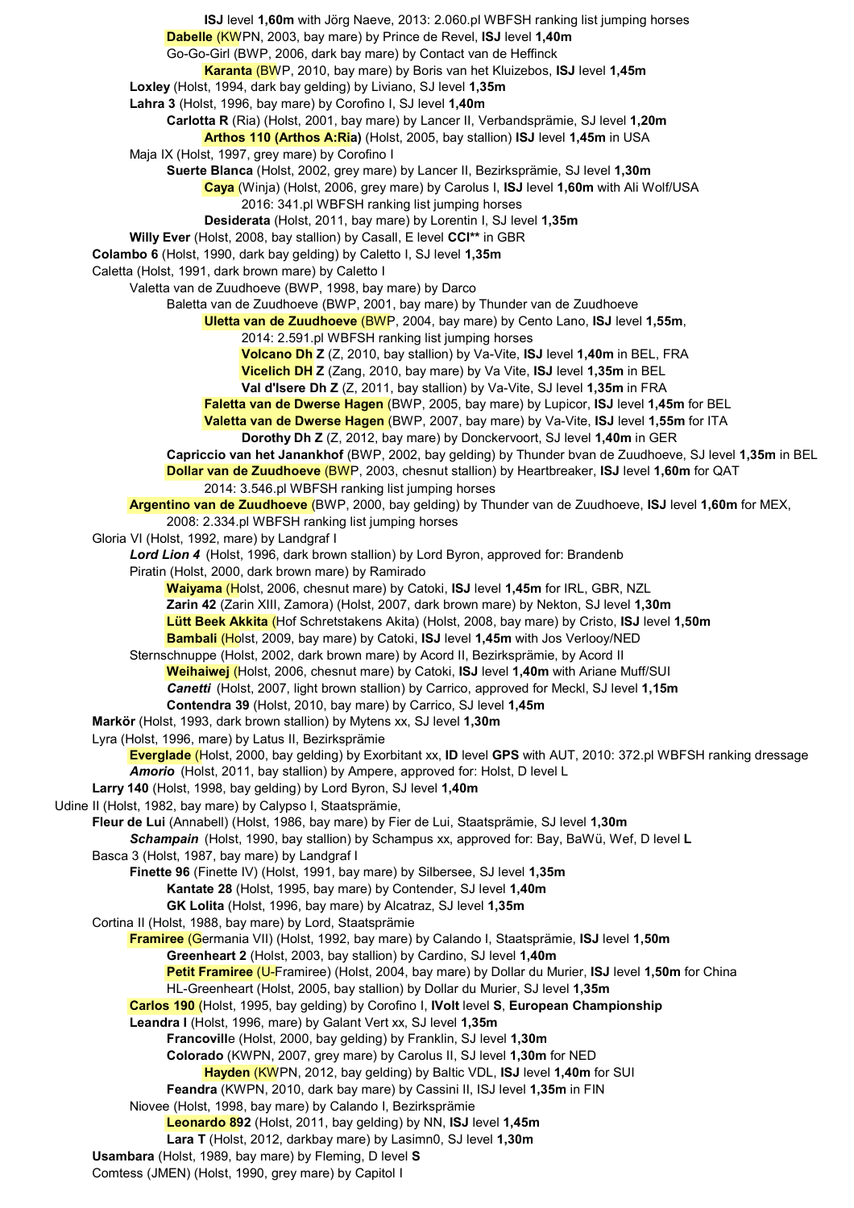**ISJ** level **1,60m** with Jörg Naeve, 2013: 2.060.pl WBFSH ranking list jumping horses

**Dabelle** (KWPN, 2003, bay mare) by Prince de Revel, **ISJ** level **1,40m**

Go-Go-Girl (BWP, 2006, dark bay mare) by Contact van de Heffinck

**Karanta** (BWP, 2010, bay mare) by Boris van het Kluizebos, **ISJ** level **1,45m**

**Loxley** (Holst, 1994, dark bay gelding) by Liviano, SJ level **1,35m**

**Lahra 3** (Holst, 1996, bay mare) by Corofino I, SJ level **1,40m**

**Carlotta R** (Ria) (Holst, 2001, bay mare) by Lancer II, Verbandsprämie, SJ level **1,20m**

**Arthos 110 (Arthos A:Ria)** (Holst, 2005, bay stallion) **ISJ** level **1,45m** in USA

Maja IX (Holst, 1997, grey mare) by Corofino I

**Suerte Blanca** (Holst, 2002, grey mare) by Lancer II, Bezirksprämie, SJ level **1,30m**

**Caya** (Winja) (Holst, 2006, grey mare) by Carolus I, **ISJ** level **1,60m** with Ali Wolf/USA

2016: 341.pl WBFSH ranking list jumping horses

**Desiderata** (Holst, 2011, bay mare) by Lorentin I, SJ level **1,35m**

**Willy Ever** (Holst, 2008, bay stallion) by Casall, E level **CCI**** in GBR

**Colambo 6** (Holst, 1990, dark bay gelding) by Caletto I, SJ level **1,35m**

Caletta (Holst, 1991, dark brown mare) by Caletto I

Valetta van de Zuudhoeve (BWP, 1998, bay mare) by Darco

Baletta van de Zuudhoeve (BWP, 2001, bay mare) by Thunder van de Zuudhoeve

**Uletta van de Zuudhoeve** (BWP, 2004, bay mare) by Cento Lano, **ISJ** level **1,55m**,

2014: 2.591.pl WBFSH ranking list jumping horses

**Volcano Dh Z** (Z, 2010, bay stallion) by Va-Vite, **ISJ** level **1,40m** in BEL, FRA

**Vicelich DH Z** (Zang, 2010, bay mare) by Va Vite, **ISJ** level **1,35m** in BEL

**Val d'Isere Dh Z** (Z, 2011, bay stallion) by Va-Vite, SJ level **1,35m** in FRA

**Faletta van de Dwerse Hagen** (BWP, 2005, bay mare) by Lupicor, **ISJ** level **1,45m** for BEL

**Valetta van de Dwerse Hagen** (BWP, 2007, bay mare) by Va-Vite, **ISJ** level **1,55m** for ITA

**Dorothy Dh Z** (Z, 2012, bay mare) by Donckervoort, SJ level **1,40m** in GER

**Capriccio van het Janankhof** (BWP, 2002, bay gelding) by Thunder bvan de Zuudhoeve, SJ level **1,35m** in BEL

**Dollar van de Zuudhoeve** (BWP, 2003, chesnut stallion) by Heartbreaker, **ISJ** level **1,60m** for QAT

2014: 3.546.pl WBFSH ranking list jumping horses

**Argentino van de Zuudhoeve** (BWP, 2000, bay gelding) by Thunder van de Zuudhoeve, **ISJ** level **1,60m** for MEX,

2008: 2.334.pl WBFSH ranking list jumping horses

Gloria VI (Holst, 1992, mare) by Landgraf I

***Lord Lion 4*** (Holst, 1996, dark brown stallion) by Lord Byron, approved for: Brandenb

Piratin (Holst, 2000, dark brown mare) by Ramirado

**Waiyama** (Holst, 2006, chesnut mare) by Catoki, **ISJ** level **1,45m** for IRL, GBR, NZL

**Zarin 42** (Zarin XIII, Zamora) (Holst, 2007, dark brown mare) by Nekton, SJ level **1,30m**

**Lütt Beek Akkita** (Hof Schretstakens Akita) (Holst, 2008, bay mare) by Cristo, **ISJ** level **1,50m**

**Bambali** (Holst, 2009, bay mare) by Catoki, **ISJ** level **1,45m** with Jos Verlooy/NED

Sternschnuppe (Holst, 2002, dark brown mare) by Acord II, Bezirksprämie, by Acord II

**Weihaiwej** (Holst, 2006, chesnut mare) by Catoki, **ISJ** level **1,40m** with Ariane Muff/SUI

***Canetti*** (Holst, 2007, light brown stallion) by Carrico, approved for Meckl, SJ level **1,15m**

**Contendra 39** (Holst, 2010, bay mare) by Carrico, SJ level **1,45m**

**Markör** (Holst, 1993, dark brown stallion) by Mytens xx, SJ level **1,30m**

Lyra (Holst, 1996, mare) by Latus II, Bezirksprämie

**Everglade** (Holst, 2000, bay gelding) by Exorbitant xx, **ID** level **GPS** with AUT, 2010: 372.pl WBFSH ranking dressage

***Amorio*** (Holst, 2011, bay stallion) by Ampere, approved for: Holst, D level L

**Larry 140** (Holst, 1998, bay gelding) by Lord Byron, SJ level **1,40m**

Udine II (Holst, 1982, bay mare) by Calypso I, Staatsprämie,

**Fleur de Lui** (Annabell) (Holst, 1986, bay mare) by Fier de Lui, Staatsprämie, SJ level **1,30m**

***Schampain*** (Holst, 1990, bay stallion) by Schampus xx, approved for: Bay, BaWü, Wef, D level **L**

Basca 3 (Holst, 1987, bay mare) by Landgraf I

**Finette 96** (Finette IV) (Holst, 1991, bay mare) by Silbersee, SJ level **1,35m**

**Kantate 28** (Holst, 1995, bay mare) by Contender, SJ level **1,40m**

**GK Lolita** (Holst, 1996, bay mare) by Alcatraz, SJ level **1,35m**

Cortina II (Holst, 1988, bay mare) by Lord, Staatsprämie

**Framiree** (Germania VII) (Holst, 1992, bay mare) by Calando I, Staatsprämie, **ISJ** level **1,50m**

**Greenheart 2** (Holst, 2003, bay stallion) by Cardino, SJ level **1,40m**

**Petit Framiree** (U-Framiree) (Holst, 2004, bay mare) by Dollar du Murier, **ISJ** level **1,50m** for China

HL-Greenheart (Holst, 2005, bay stallion) by Dollar du Murier, SJ level **1,35m**

**Carlos 190** (Holst, 1995, bay gelding) by Corofino I, **IVolt** level **S**, **European Championship**

**Leandra I** (Holst, 1996, mare) by Galant Vert xx, SJ level **1,35m**

**Francoville** (Holst, 2000, bay gelding) by Franklin, SJ level **1,30m**

**Colorado** (KWPN, 2007, grey mare) by Carolus II, SJ level **1,30m** for NED

**Hayden** (KWPN, 2012, bay gelding) by Baltic VDL, **ISJ** level **1,40m** for SUI

**Feandra** (KWPN, 2010, dark bay mare) by Cassini II, ISJ level **1,35m** in FIN

Niovee (Holst, 1998, bay mare) by Calando I, Bezirksprämie

**Leonardo 892** (Holst, 2011, bay gelding) by NN, **ISJ** level **1,45m**

**Lara T** (Holst, 2012, darkbay mare) by Lasimn0, SJ level **1,30m**

**Usambara** (Holst, 1989, bay mare) by Fleming, D level **S**

Comtess (JMEN) (Holst, 1990, grey mare) by Capitol I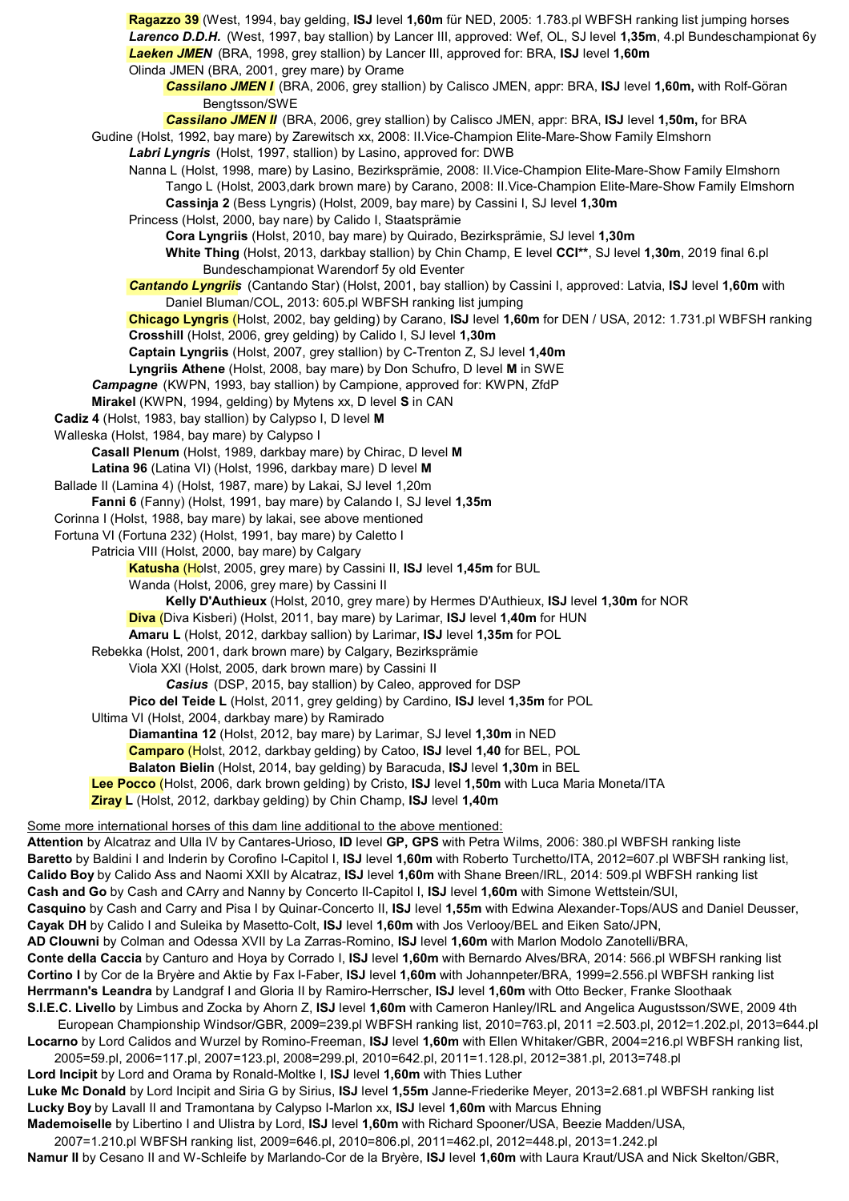**Ragazzo 39** (West, 1994, bay gelding, **ISJ** level **1,60m** für NED, 2005: 1.783.pl WBFSH ranking list jumping horses

***Larenco D.D.H.*** (West, 1997, bay stallion) by Lancer III, approved: Wef, OL, SJ level **1,35m**, 4.pl Bundeschampionat 6y

***Laeken JMEN*** (BRA, 1998, grey stallion) by Lancer III, approved for: BRA, **ISJ** level **1,60m**

Olinda JMEN (BRA, 2001, grey mare) by Orame

***Cassilano JMEN I*** (BRA, 2006, grey stallion) by Calisco JMEN, appr: BRA, **ISJ** level **1,60m,** with Rolf-Göran Bengtsson/SWE

***Cassilano JMEN II*** (BRA, 2006, grey stallion) by Calisco JMEN, appr: BRA, **ISJ** level **1,50m,** for BRA

Gudine (Holst, 1992, bay mare) by Zarewitsch xx, 2008: II.Vice-Champion Elite-Mare-Show Family Elmshorn

***Labri Lyngris*** (Holst, 1997, stallion) by Lasino, approved for: DWB

Nanna L (Holst, 1998, mare) by Lasino, Bezirksprämie, 2008: II.Vice-Champion Elite-Mare-Show Family Elmshorn

Tango L (Holst, 2003,dark brown mare) by Carano, 2008: II.Vice-Champion Elite-Mare-Show Family Elmshorn

**Cassinja 2** (Bess Lyngris) (Holst, 2009, bay mare) by Cassini I, SJ level **1,30m**

Princess (Holst, 2000, bay nare) by Calido I, Staatsprämie

**Cora Lyngriis** (Holst, 2010, bay mare) by Quirado, Bezirksprämie, SJ level **1,30m**

**White Thing** (Holst, 2013, darkbay stallion) by Chin Champ, E level **CCI\*\***, SJ level **1,30m**, 2019 final 6.pl Bundeschampionat Warendorf 5y old Eventer

***Cantando Lyngriis*** (Cantando Star) (Holst, 2001, bay stallion) by Cassini I, approved: Latvia, **ISJ** level **1,60m** with Daniel Bluman/COL, 2013: 605.pl WBFSH ranking list jumping

**Chicago Lyngris** (Holst, 2002, bay gelding) by Carano, **ISJ** level **1,60m** for DEN / USA, 2012: 1.731.pl WBFSH ranking

**Crosshill** (Holst, 2006, grey gelding) by Calido I, SJ level **1,30m**

**Captain Lyngriis** (Holst, 2007, grey stallion) by C-Trenton Z, SJ level **1,40m**

**Lyngriis Athene** (Holst, 2008, bay mare) by Don Schufro, D level **M** in SWE

***Campagne*** (KWPN, 1993, bay stallion) by Campione, approved for: KWPN, ZfdP

**Mirakel** (KWPN, 1994, gelding) by Mytens xx, D level **S** in CAN

**Cadiz 4** (Holst, 1983, bay stallion) by Calypso I, D level **M**

Walleska (Holst, 1984, bay mare) by Calypso I

**Casall Plenum** (Holst, 1989, darkbay mare) by Chirac, D level **M**

**Latina 96** (Latina VI) (Holst, 1996, darkbay mare) D level **M**

Ballade II (Lamina 4) (Holst, 1987, mare) by Lakai, SJ level 1,20m

**Fanni 6** (Fanny) (Holst, 1991, bay mare) by Calando I, SJ level **1,35m**

Corinna I (Holst, 1988, bay mare) by lakai, see above mentioned

Fortuna VI (Fortuna 232) (Holst, 1991, bay mare) by Caletto I

Patricia VIII (Holst, 2000, bay mare) by Calgary

**Katusha** (Holst, 2005, grey mare) by Cassini II, **ISJ** level **1,45m** for BUL

Wanda (Holst, 2006, grey mare) by Cassini II

**Kelly D'Authieux** (Holst, 2010, grey mare) by Hermes D'Authieux, **ISJ** level **1,30m** for NOR

**Diva** (Diva Kisberi) (Holst, 2011, bay mare) by Larimar, **ISJ** level **1,40m** for HUN

**Amaru L** (Holst, 2012, darkbay sallion) by Larimar, **ISJ** level **1,35m** for POL

Rebekka (Holst, 2001, dark brown mare) by Calgary, Bezirksprämie

Viola XXI (Holst, 2005, dark brown mare) by Cassini II

***Casius*** (DSP, 2015, bay stallion) by Caleo, approved for DSP

**Pico del Teide L** (Holst, 2011, grey gelding) by Cardino, **ISJ** level **1,35m** for POL

Ultima VI (Holst, 2004, darkbay mare) by Ramirado

**Diamantina 12** (Holst, 2012, bay mare) by Larimar, SJ level **1,30m** in NED

**Camparo** (Holst, 2012, darkbay gelding) by Catoo, **ISJ** level **1,40** for BEL, POL

**Balaton Bielin** (Holst, 2014, bay gelding) by Baracuda, **ISJ** level **1,30m** in BEL

**Lee Pocco** (Holst, 2006, dark brown gelding) by Cristo, **ISJ** level **1,50m** with Luca Maria Moneta/ITA

**Ziray L** (Holst, 2012, darkbay gelding) by Chin Champ, **ISJ** level **1,40m**

Some more international horses of this dam line additional to the above mentioned:

**Attention** by Alcatraz and Ulla IV by Cantares-Urioso, **ID** level **GP, GPS** with Petra Wilms, 2006: 380.pl WBFSH ranking liste

**Baretto** by Baldini I and Inderin by Corofino I-Capitol I, **ISJ** level **1,60m** with Roberto Turchetto/ITA, 2012=607.pl WBFSH ranking list,

**Calido Boy** by Calido Ass and Naomi XXII by Alcatraz, **ISJ** level **1,60m** with Shane Breen/IRL, 2014: 509.pl WBFSH ranking list

**Cash and Go** by Cash and CArry and Nanny by Concerto II-Capitol I, **ISJ** level **1,60m** with Simone Wettstein/SUI,

**Casquino** by Cash and Carry and Pisa I by Quinar-Concerto II, **ISJ** level **1,55m** with Edwina Alexander-Tops/AUS and Daniel Deusser,

**Cayak DH** by Calido I and Suleika by Masetto-Colt, **ISJ** level **1,60m** with Jos Verlooy/BEL and Eiken Sato/JPN,

**AD Clouwni** by Colman and Odessa XVII by La Zarras-Romino, **ISJ** level **1,60m** with Marlon Modolo Zanotelli/BRA,

**Conte della Caccia** by Canturo and Hoya by Corrado I, **ISJ** level **1,60m** with Bernardo Alves/BRA, 2014: 566.pl WBFSH ranking list

**Cortino I** by Cor de la Bryère and Aktie by Fax I-Faber, **ISJ** level **1,60m** with Johannpeter/BRA, 1999=2.556.pl WBFSH ranking list

**Herrmann's Leandra** by Landgraf I and Gloria II by Ramiro-Herrscher, **ISJ** level **1,60m** with Otto Becker, Franke Sloothaak

**S.I.E.C. Livello** by Limbus and Zocka by Ahorn Z, **ISJ** level **1,60m** with Cameron Hanley/IRL and Angelica Augustsson/SWE, 2009 4th European Championship Windsor/GBR, 2009=239.pl WBFSH ranking list, 2010=763.pl, 2011 =2.503.pl, 2012=1.202.pl, 2013=644.pl

**Locarno** by Lord Calidos and Wurzel by Romino-Freeman, **ISJ** level **1,60m** with Ellen Whitaker/GBR, 2004=216.pl WBFSH ranking list, 2005=59.pl, 2006=117.pl, 2007=123.pl, 2008=299.pl, 2010=642.pl, 2011=1.128.pl, 2012=381.pl, 2013=748.pl

**Lord Incipit** by Lord and Orama by Ronald-Moltke I, **ISJ** level **1,60m** with Thies Luther

**Luke Mc Donald** by Lord Incipit and Siria G by Sirius, **ISJ** level **1,55m** Janne-Friederike Meyer, 2013=2.681.pl WBFSH ranking list

**Lucky Boy** by Lavall II and Tramontana by Calypso I-Marlon xx, **ISJ** level **1,60m** with Marcus Ehning

**Mademoiselle** by Libertino I and Ulistra by Lord, **ISJ** level **1,60m** with Richard Spooner/USA, Beezie Madden/USA, 2007=1.210.pl WBFSH ranking list, 2009=646.pl, 2010=806.pl, 2011=462.pl, 2012=448.pl, 2013=1.242.pl

**Namur II** by Cesano II and W-Schleife by Marlando-Cor de la Bryère, **ISJ** level **1,60m** with Laura Kraut/USA and Nick Skelton/GBR,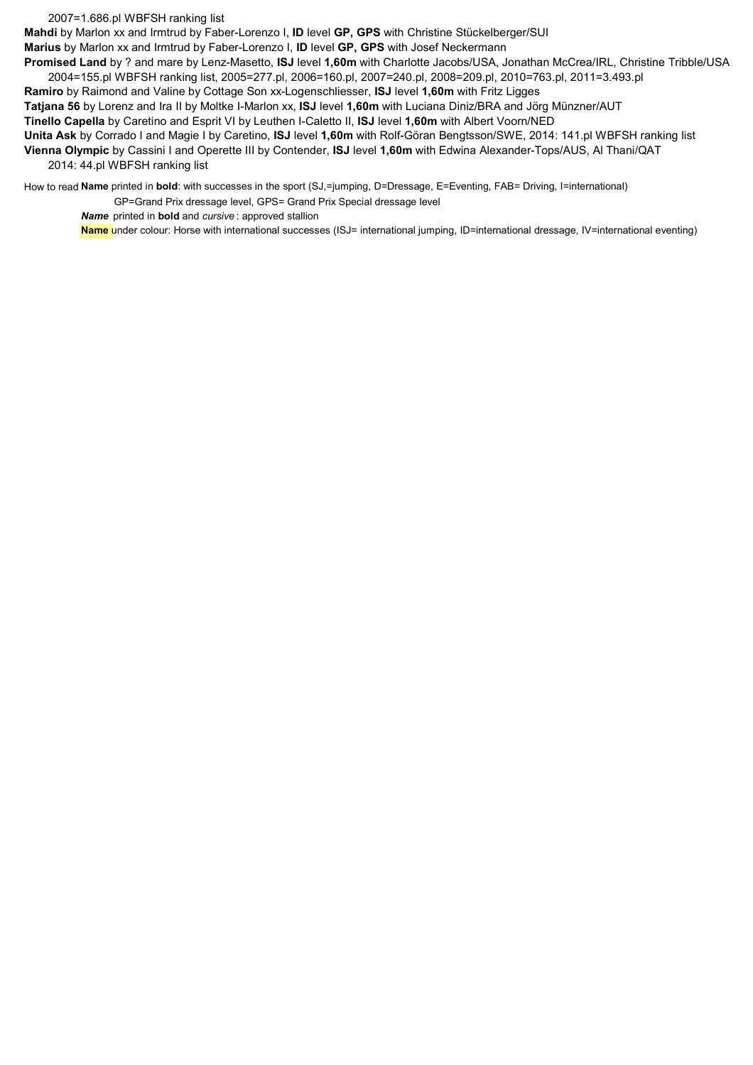2007=1.686.pl WBFSH ranking list

**Mahdi** by Marlon xx and Irmtrud by Faber-Lorenzo I, **ID** level **GP, GPS** with Christine Stückelberger/SUI

**Marius** by Marlon xx and Irmtrud by Faber-Lorenzo I, **ID** level **GP, GPS** with Josef Neckermann

**Promised Land** by ? and mare by Lenz-Masetto, **ISJ** level **1,60m** with Charlotte Jacobs/USA, Jonathan McCrea/IRL, Christine Tribble/USA
2004=155.pl WBFSH ranking list, 2005=277.pl, 2006=160.pl, 2007=240.pl, 2008=209.pl, 2010=763.pl, 2011=3.493.pl

**Ramiro** by Raimond and Valine by Cottage Son xx-Logenschliesser, **ISJ** level **1,60m** with Fritz Ligges

**Tatjana 56** by Lorenz and Ira II by Moltke I-Marlon xx, **ISJ** level **1,60m** with Luciana Diniz/BRA and Jörg Münzner/AUT

**Tinello Capella** by Caretino and Esprit VI by Leuthen I-Caletto II, **ISJ** level **1,60m** with Albert Voorn/NED

**Unita Ask** by Corrado I and Magie I by Caretino, **ISJ** level **1,60m** with Rolf-Göran Bengtsson/SWE, 2014: 141.pl WBFSH ranking list

**Vienna Olympic** by Cassini I and Operette III by Contender, **ISJ** level **1,60m** with Edwina Alexander-Tops/AUS, Al Thani/QAT
2014: 44.pl WBFSH ranking list

How to read **Name** printed in **bold**: with successes in the sport (SJ,=jumping, D=Dressage, E=Eventing, FAB= Driving, I=international)
GP=Grand Prix dressage level, GPS= Grand Prix Special dressage level
***Name*** printed in **bold** and *cursive* : approved stallion
**Name** under colour: Horse with international successes (ISJ= international jumping, ID=international dressage, IV=international eventing)